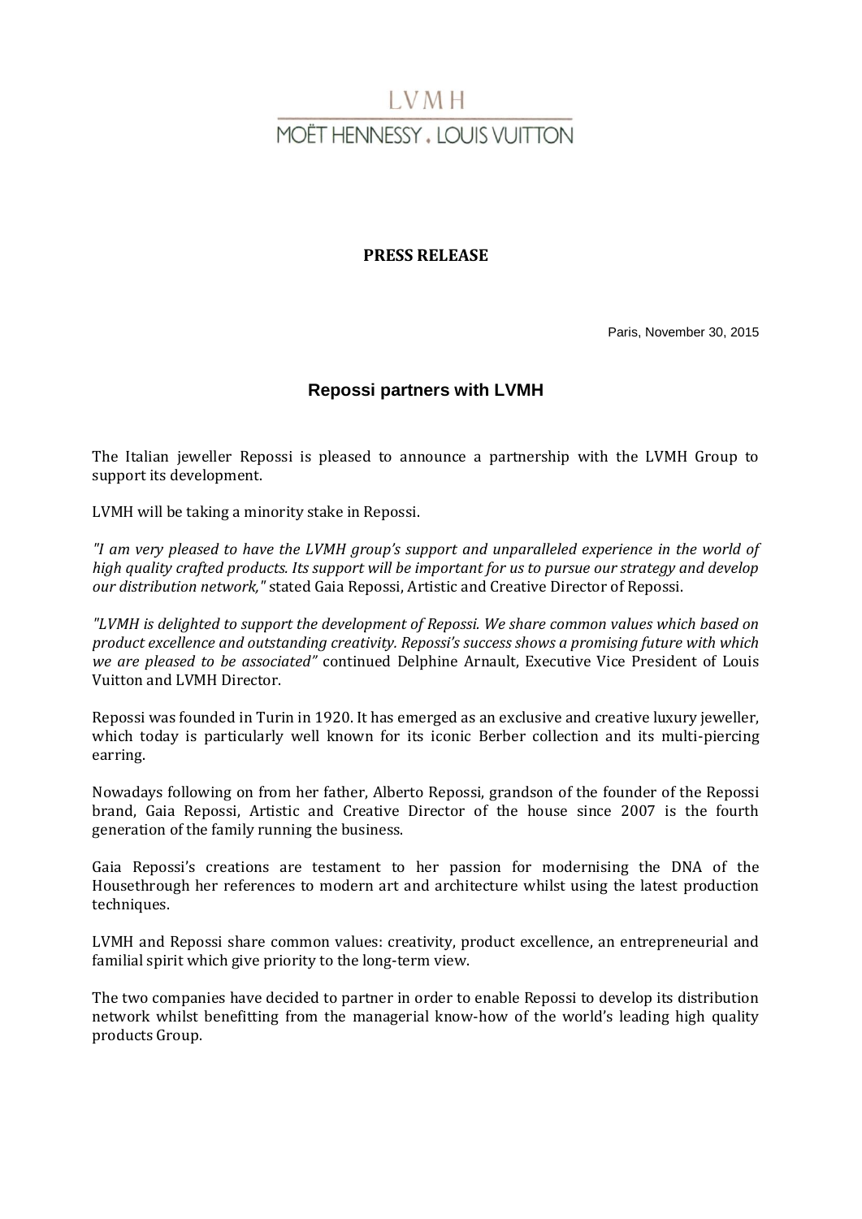LVMH

MOËT HENNESSY . LOUIS VUITTON

**PRESS RELEASE**

Paris, November 30, 2015

## Repossi partners with LVMH

The Italian jeweller Repossi is pleased to announce a partnership with the LVMH Group to support its development.

LVMH will be taking a minority stake in Repossi.

*"I am very pleased to have the LVMH group's support and unparalleled experience in the world of high quality crafted products. Its support will be important for us to pursue our strategy and develop our distribution network,"* stated Gaia Repossi, Artistic and Creative Director of Repossi.

*"LVMH is delighted to support the development of Repossi. We share common values which based on product excellence and outstanding creativity. Repossi's success shows a promising future with which we are pleased to be associated"* continued Delphine Arnault, Executive Vice President of Louis Vuitton and LVMH Director.

Repossi was founded in Turin in 1920. It has emerged as an exclusive and creative luxury jeweller, which today is particularly well known for its iconic Berber collection and its multi-piercing earring.

Nowadays following on from her father, Alberto Repossi, grandson of the founder of the Repossi brand, Gaia Repossi, Artistic and Creative Director of the house since 2007 is the fourth generation of the family running the business.

Gaia Repossi's creations are testament to her passion for modernising the DNA of the Housethrough her references to modern art and architecture whilst using the latest production techniques.

LVMH and Repossi share common values: creativity, product excellence, an entrepreneurial and familial spirit which give priority to the long-term view.

The two companies have decided to partner in order to enable Repossi to develop its distribution network whilst benefitting from the managerial know-how of the world's leading high quality products Group.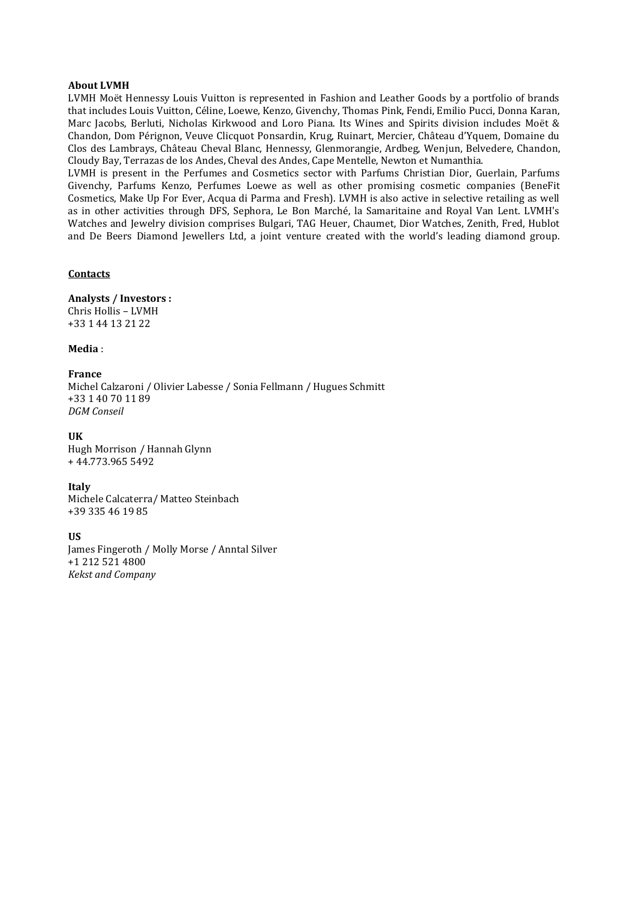**About LVMH**

LVMH Moët Hennessy Louis Vuitton is represented in Fashion and Leather Goods by a portfolio of brands that includes Louis Vuitton, Céline, Loewe, Kenzo, Givenchy, Thomas Pink, Fendi, Emilio Pucci, Donna Karan, Marc Jacobs, Berluti, Nicholas Kirkwood and Loro Piana. Its Wines and Spirits division includes Moët & Chandon, Dom Pérignon, Veuve Clicquot Ponsardin, Krug, Ruinart, Mercier, Château d'Yquem, Domaine du Clos des Lambrays, Château Cheval Blanc, Hennessy, Glenmorangie, Ardbeg, Wenjun, Belvedere, Chandon, Cloudy Bay, Terrazas de los Andes, Cheval des Andes, Cape Mentelle, Newton et Numanthia.

LVMH is present in the Perfumes and Cosmetics sector with Parfums Christian Dior, Guerlain, Parfums Givenchy, Parfums Kenzo, Perfumes Loewe as well as other promising cosmetic companies (BeneFit Cosmetics, Make Up For Ever, Acqua di Parma and Fresh). LVMH is also active in selective retailing as well as in other activities through DFS, Sephora, Le Bon Marché, la Samaritaine and Royal Van Lent. LVMH's Watches and Jewelry division comprises Bulgari, TAG Heuer, Chaumet, Dior Watches, Zenith, Fred, Hublot and De Beers Diamond Jewellers Ltd, a joint venture created with the world's leading diamond group.

**Contacts**

**Analysts / Investors :**
Chris Hollis – LVMH
+33 1 44 13 21 22

**Media** :

**France**
Michel Calzaroni / Olivier Labesse / Sonia Fellmann / Hugues Schmitt
+33 1 40 70 11 89
*DGM Conseil*

**UK**
Hugh Morrison / Hannah Glynn
+ 44.773.965 5492

**Italy**
Michele Calcaterra/ Matteo Steinbach
+39 335 46 19 85

**US**
James Fingeroth / Molly Morse / Anntal Silver
+1 212 521 4800
*Kekst and Company*